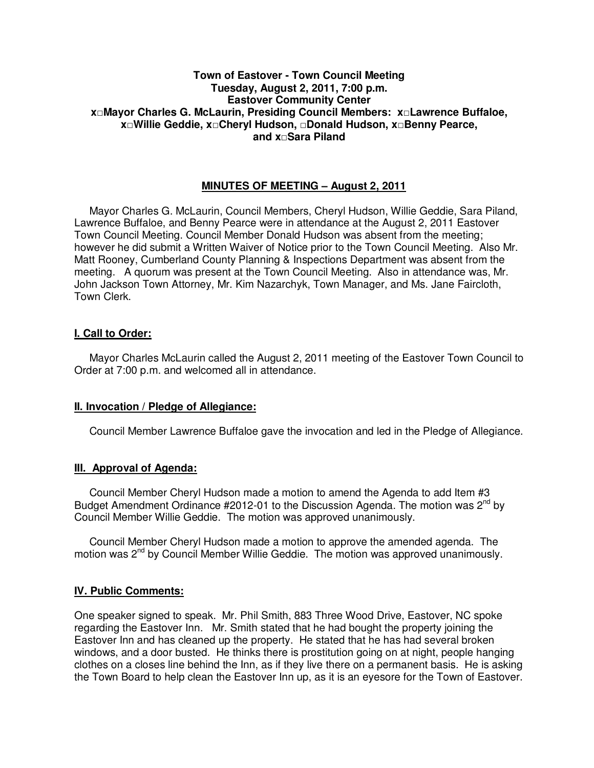**Town of Eastover - Town Council Meeting**
**Tuesday, August 2, 2011, 7:00 p.m.**
**Eastover Community Center**
**x□Mayor Charles G. McLaurin, Presiding Council Members: x□Lawrence Buffaloe, x□Willie Geddie, x□Cheryl Hudson, □Donald Hudson, x□Benny Pearce, and x□Sara Piland**

## MINUTES OF MEETING – August 2, 2011

Mayor Charles G. McLaurin, Council Members, Cheryl Hudson, Willie Geddie, Sara Piland, Lawrence Buffaloe, and Benny Pearce were in attendance at the August 2, 2011 Eastover Town Council Meeting. Council Member Donald Hudson was absent from the meeting; however he did submit a Written Waiver of Notice prior to the Town Council Meeting. Also Mr. Matt Rooney, Cumberland County Planning & Inspections Department was absent from the meeting. A quorum was present at the Town Council Meeting. Also in attendance was, Mr. John Jackson Town Attorney, Mr. Kim Nazarchyk, Town Manager, and Ms. Jane Faircloth, Town Clerk.

### I. Call to Order:

Mayor Charles McLaurin called the August 2, 2011 meeting of the Eastover Town Council to Order at 7:00 p.m. and welcomed all in attendance.

### II. Invocation / Pledge of Allegiance:

Council Member Lawrence Buffaloe gave the invocation and led in the Pledge of Allegiance.

### III. Approval of Agenda:

Council Member Cheryl Hudson made a motion to amend the Agenda to add Item #3 Budget Amendment Ordinance #2012-01 to the Discussion Agenda. The motion was 2nd by Council Member Willie Geddie. The motion was approved unanimously.

Council Member Cheryl Hudson made a motion to approve the amended agenda. The motion was 2nd by Council Member Willie Geddie. The motion was approved unanimously.

### IV. Public Comments:

One speaker signed to speak. Mr. Phil Smith, 883 Three Wood Drive, Eastover, NC spoke regarding the Eastover Inn. Mr. Smith stated that he had bought the property joining the Eastover Inn and has cleaned up the property. He stated that he has had several broken windows, and a door busted. He thinks there is prostitution going on at night, people hanging clothes on a closes line behind the Inn, as if they live there on a permanent basis. He is asking the Town Board to help clean the Eastover Inn up, as it is an eyesore for the Town of Eastover.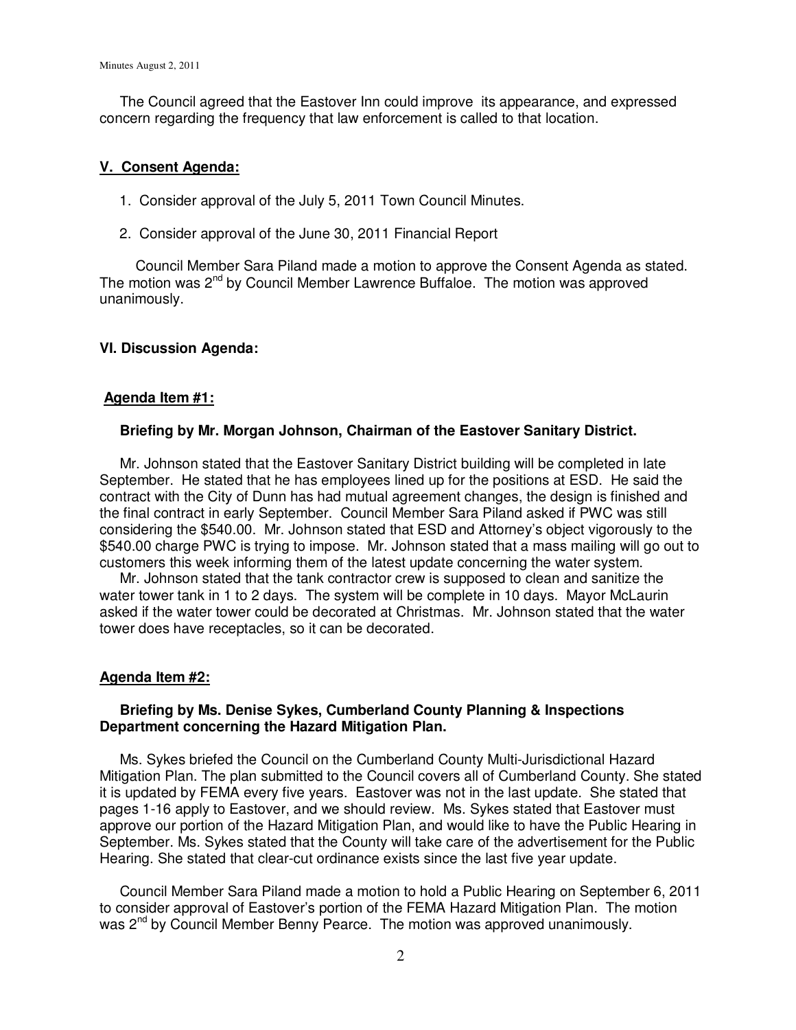The Council agreed that the Eastover Inn could improve its appearance, and expressed concern regarding the frequency that law enforcement is called to that location.

## V. Consent Agenda:

1. Consider approval of the July 5, 2011 Town Council Minutes.
2. Consider approval of the June 30, 2011 Financial Report

Council Member Sara Piland made a motion to approve the Consent Agenda as stated. The motion was 2nd by Council Member Lawrence Buffaloe. The motion was approved unanimously.

## VI. Discussion Agenda:

### Agenda Item #1:

**Briefing by Mr. Morgan Johnson, Chairman of the Eastover Sanitary District.**

Mr. Johnson stated that the Eastover Sanitary District building will be completed in late September. He stated that he has employees lined up for the positions at ESD. He said the contract with the City of Dunn has had mutual agreement changes, the design is finished and the final contract in early September. Council Member Sara Piland asked if PWC was still considering the $540.00. Mr. Johnson stated that ESD and Attorney's object vigorously to the $540.00 charge PWC is trying to impose. Mr. Johnson stated that a mass mailing will go out to customers this week informing them of the latest update concerning the water system.

Mr. Johnson stated that the tank contractor crew is supposed to clean and sanitize the water tower tank in 1 to 2 days. The system will be complete in 10 days. Mayor McLaurin asked if the water tower could be decorated at Christmas. Mr. Johnson stated that the water tower does have receptacles, so it can be decorated.

### Agenda Item #2:

**Briefing by Ms. Denise Sykes, Cumberland County Planning & Inspections Department concerning the Hazard Mitigation Plan.**

Ms. Sykes briefed the Council on the Cumberland County Multi-Jurisdictional Hazard Mitigation Plan. The plan submitted to the Council covers all of Cumberland County. She stated it is updated by FEMA every five years. Eastover was not in the last update. She stated that pages 1-16 apply to Eastover, and we should review. Ms. Sykes stated that Eastover must approve our portion of the Hazard Mitigation Plan, and would like to have the Public Hearing in September. Ms. Sykes stated that the County will take care of the advertisement for the Public Hearing. She stated that clear-cut ordinance exists since the last five year update.

Council Member Sara Piland made a motion to hold a Public Hearing on September 6, 2011 to consider approval of Eastover's portion of the FEMA Hazard Mitigation Plan. The motion was 2nd by Council Member Benny Pearce. The motion was approved unanimously.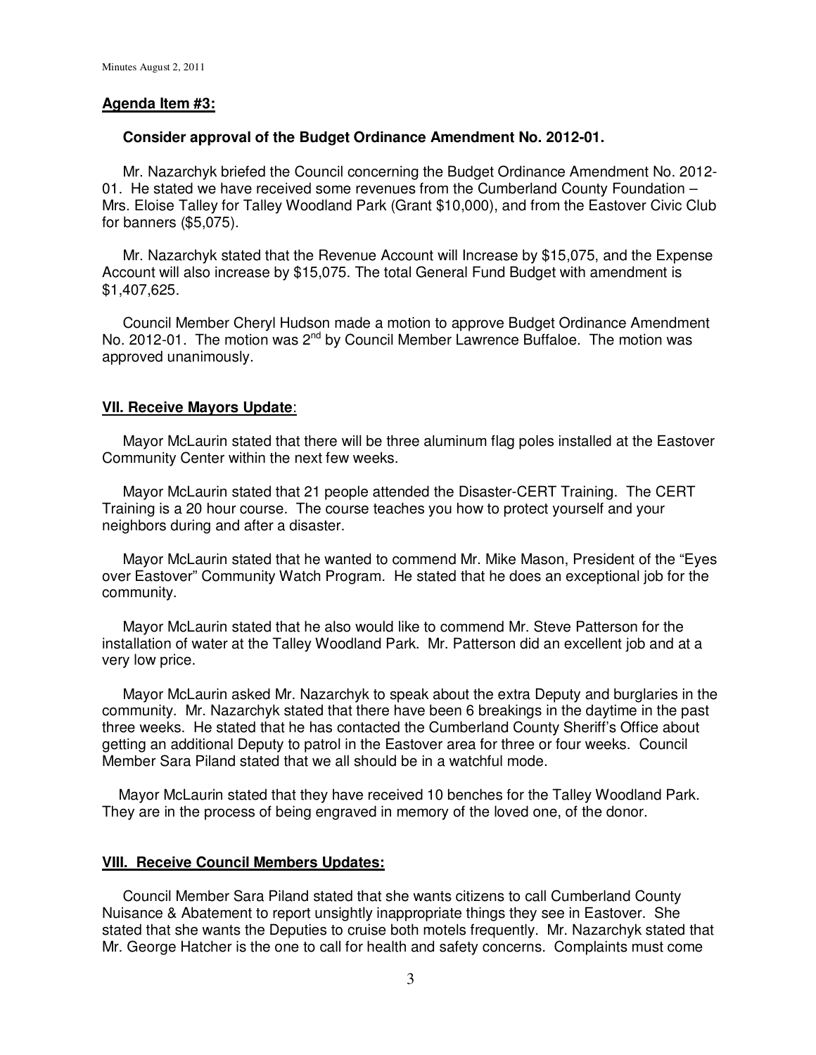**Agenda Item #3:**

**Consider approval of the Budget Ordinance Amendment No. 2012-01.**

Mr. Nazarchyk briefed the Council concerning the Budget Ordinance Amendment No. 2012-01. He stated we have received some revenues from the Cumberland County Foundation – Mrs. Eloise Talley for Talley Woodland Park (Grant $10,000), and from the Eastover Civic Club for banners ($5,075).

Mr. Nazarchyk stated that the Revenue Account will Increase by $15,075, and the Expense Account will also increase by $15,075. The total General Fund Budget with amendment is $1,407,625.

Council Member Cheryl Hudson made a motion to approve Budget Ordinance Amendment No. 2012-01. The motion was 2nd by Council Member Lawrence Buffaloe. The motion was approved unanimously.

**VII. Receive Mayors Update**:

Mayor McLaurin stated that there will be three aluminum flag poles installed at the Eastover Community Center within the next few weeks.

Mayor McLaurin stated that 21 people attended the Disaster-CERT Training. The CERT Training is a 20 hour course. The course teaches you how to protect yourself and your neighbors during and after a disaster.

Mayor McLaurin stated that he wanted to commend Mr. Mike Mason, President of the "Eyes over Eastover" Community Watch Program. He stated that he does an exceptional job for the community.

Mayor McLaurin stated that he also would like to commend Mr. Steve Patterson for the installation of water at the Talley Woodland Park. Mr. Patterson did an excellent job and at a very low price.

Mayor McLaurin asked Mr. Nazarchyk to speak about the extra Deputy and burglaries in the community. Mr. Nazarchyk stated that there have been 6 breakings in the daytime in the past three weeks. He stated that he has contacted the Cumberland County Sheriff's Office about getting an additional Deputy to patrol in the Eastover area for three or four weeks. Council Member Sara Piland stated that we all should be in a watchful mode.

Mayor McLaurin stated that they have received 10 benches for the Talley Woodland Park. They are in the process of being engraved in memory of the loved one, of the donor.

**VIII. Receive Council Members Updates:**

Council Member Sara Piland stated that she wants citizens to call Cumberland County Nuisance & Abatement to report unsightly inappropriate things they see in Eastover. She stated that she wants the Deputies to cruise both motels frequently. Mr. Nazarchyk stated that Mr. George Hatcher is the one to call for health and safety concerns. Complaints must come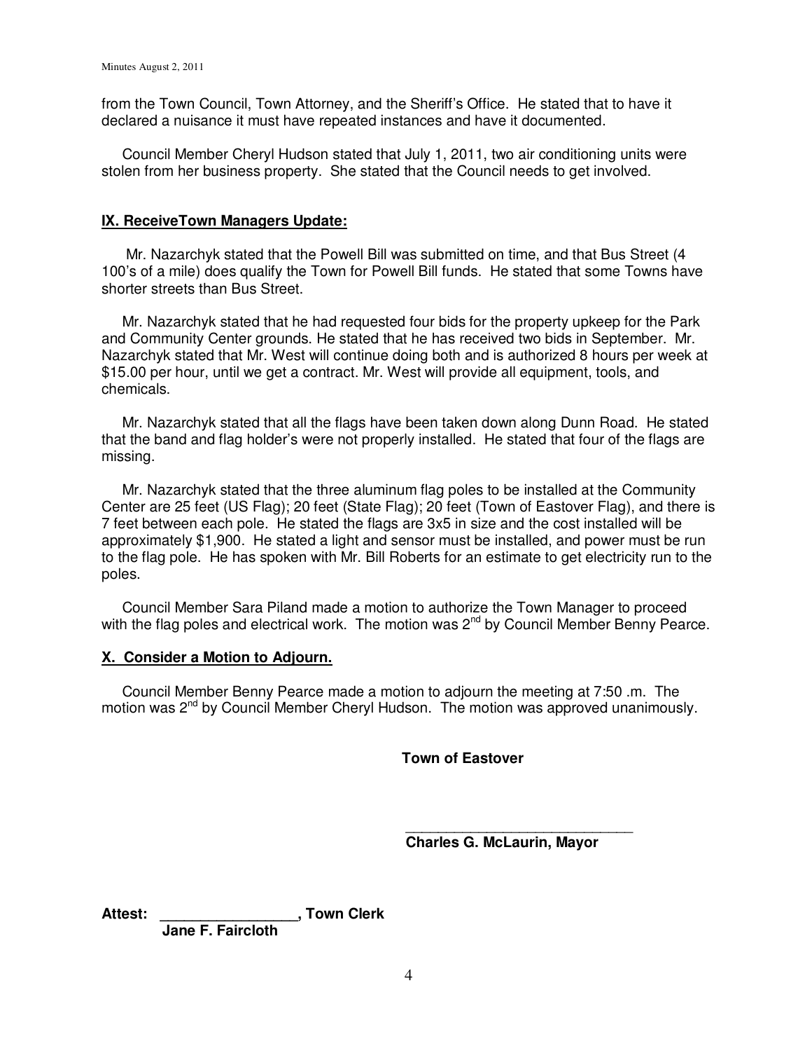from the Town Council, Town Attorney, and the Sheriff's Office. He stated that to have it declared a nuisance it must have repeated instances and have it documented.

Council Member Cheryl Hudson stated that July 1, 2011, two air conditioning units were stolen from her business property. She stated that the Council needs to get involved.

## IX. ReceiveTown Managers Update:

Mr. Nazarchyk stated that the Powell Bill was submitted on time, and that Bus Street (4 100's of a mile) does qualify the Town for Powell Bill funds. He stated that some Towns have shorter streets than Bus Street.

Mr. Nazarchyk stated that he had requested four bids for the property upkeep for the Park and Community Center grounds. He stated that he has received two bids in September. Mr. Nazarchyk stated that Mr. West will continue doing both and is authorized 8 hours per week at $15.00 per hour, until we get a contract. Mr. West will provide all equipment, tools, and chemicals.

Mr. Nazarchyk stated that all the flags have been taken down along Dunn Road. He stated that the band and flag holder's were not properly installed. He stated that four of the flags are missing.

Mr. Nazarchyk stated that the three aluminum flag poles to be installed at the Community Center are 25 feet (US Flag); 20 feet (State Flag); 20 feet (Town of Eastover Flag), and there is 7 feet between each pole. He stated the flags are 3x5 in size and the cost installed will be approximately $1,900. He stated a light and sensor must be installed, and power must be run to the flag pole. He has spoken with Mr. Bill Roberts for an estimate to get electricity run to the poles.

Council Member Sara Piland made a motion to authorize the Town Manager to proceed with the flag poles and electrical work. The motion was 2nd by Council Member Benny Pearce.

## X. Consider a Motion to Adjourn.

Council Member Benny Pearce made a motion to adjourn the meeting at 7:50 .m. The motion was 2nd by Council Member Cheryl Hudson. The motion was approved unanimously.

**Town of Eastover**

\_\_\_\_\_\_\_\_\_\_\_\_\_\_\_\_\_\_\_\_\_\_\_\_\_\_\_\_\_\_
**Charles G. McLaurin, Mayor**

**Attest: \_\_\_\_\_\_\_\_\_\_\_\_\_\_\_\_\_, Town Clerk**
**Jane F. Faircloth**